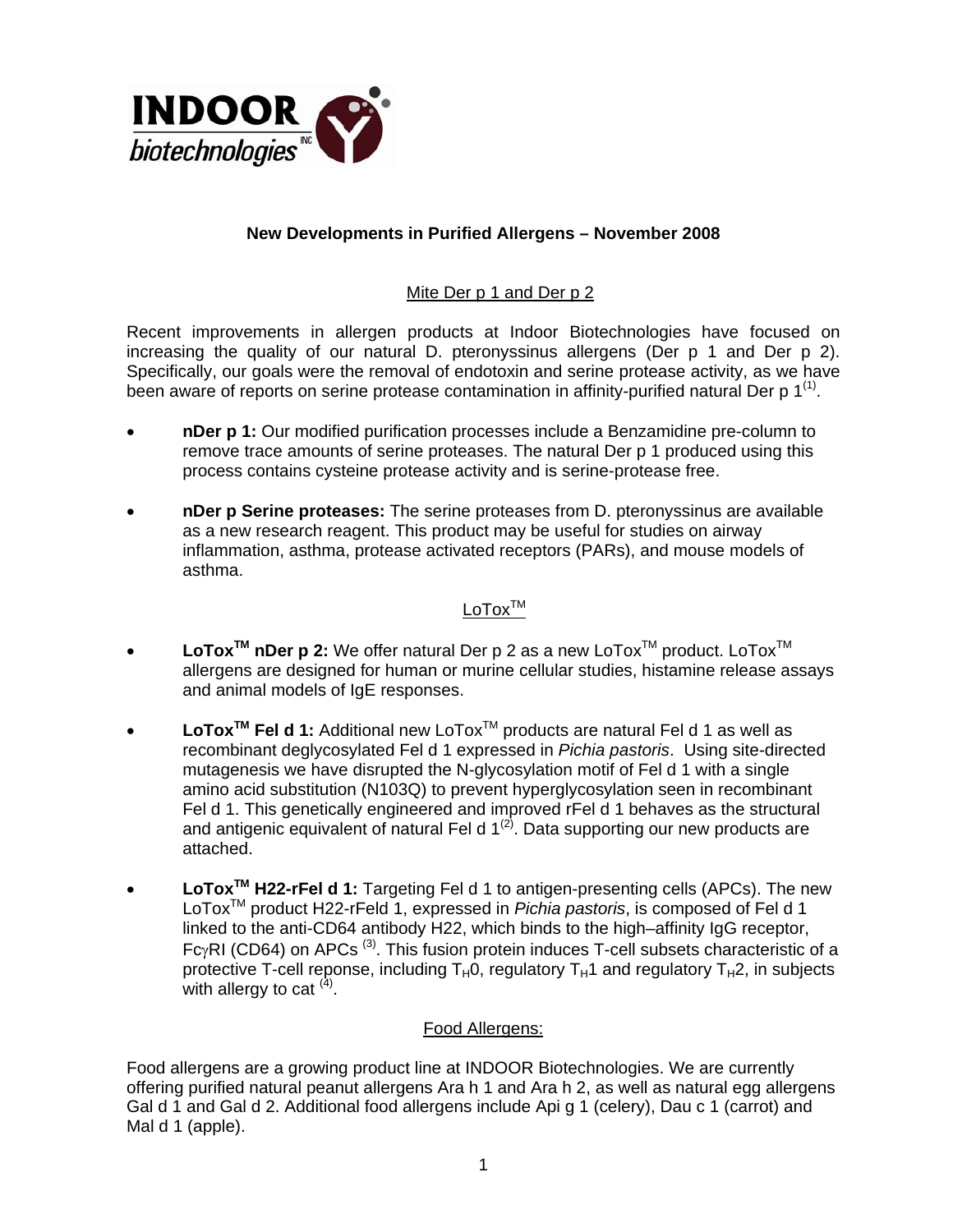**New Developments in Purified Allergens – November 2008**

## Mite Der p 1 and Der p 2

Recent improvements in allergen products at Indoor Biotechnologies have focused on increasing the quality of our natural D. pteronyssinus allergens (Der p 1 and Der p 2). Specifically, our goals were the removal of endotoxin and serine protease activity, as we have been aware of reports on serine protease contamination in affinity-purified natural Der p 1[1].

- **nDer p 1:** Our modified purification processes include a Benzamidine pre-column to remove trace amounts of serine proteases. The natural Der p 1 produced using this process contains cysteine protease activity and is serine-protease free.
- **nDer p Serine proteases:** The serine proteases from D. pteronyssinus are available as a new research reagent. This product may be useful for studies on airway inflammation, asthma, protease activated receptors (PARs), and mouse models of asthma.

## LoTox™

- **LoTox™ nDer p 2:** We offer natural Der p 2 as a new LoTox™ product. LoTox™ allergens are designed for human or murine cellular studies, histamine release assays and animal models of IgE responses.
- **LoTox™ Fel d 1:** Additional new LoTox™ products are natural Fel d 1 as well as recombinant deglycosylated Fel d 1 expressed in *Pichia pastoris*. Using site-directed mutagenesis we have disrupted the N-glycosylation motif of Fel d 1 with a single amino acid substitution (N103Q) to prevent hyperglycosylation seen in recombinant Fel d 1. This genetically engineered and improved rFel d 1 behaves as the structural and antigenic equivalent of natural Fel d 1[2]. Data supporting our new products are attached.
- **LoTox™ H22-rFel d 1:** Targeting Fel d 1 to antigen-presenting cells (APCs). The new LoTox™ product H22-rFeld 1, expressed in *Pichia pastoris*, is composed of Fel d 1 linked to the anti-CD64 antibody H22, which binds to the high–affinity IgG receptor, Fcγ RI (CD64) on APCs [3]. This fusion protein induces T-cell subsets characteristic of a protective T-cell reponse, including $T_H0$, regulatory $T_H1$ and regulatory $T_H2$, in subjects with allergy to cat [4].

## Food Allergens:

Food allergens are a growing product line at INDOOR Biotechnologies. We are currently offering purified natural peanut allergens Ara h 1 and Ara h 2, as well as natural egg allergens Gal d 1 and Gal d 2. Additional food allergens include Api g 1 (celery), Dau c 1 (carrot) and Mal d 1 (apple).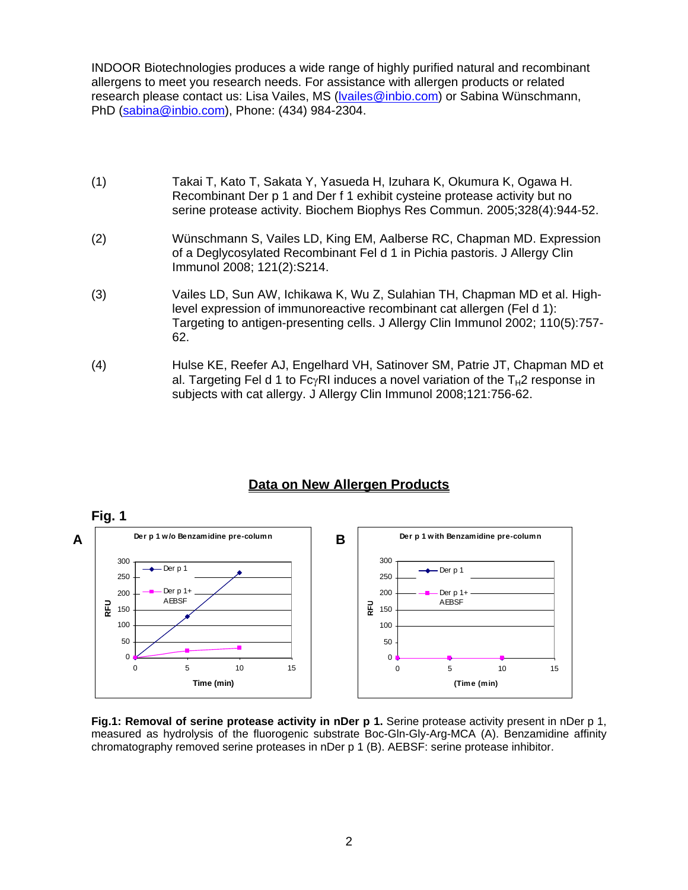INDOOR Biotechnologies produces a wide range of highly purified natural and recombinant allergens to meet you research needs. For assistance with allergen products or related research please contact us: Lisa Vailes, MS (lvailes@inbio.com) or Sabina Wünschmann, PhD (sabina@inbio.com), Phone: (434) 984-2304.

(1) Takai T, Kato T, Sakata Y, Yasueda H, Izuhara K, Okumura K, Ogawa H. Recombinant Der p 1 and Der f 1 exhibit cysteine protease activity but no serine protease activity. Biochem Biophys Res Commun. 2005;328(4):944-52.

(2) Wünschmann S, Vailes LD, King EM, Aalberse RC, Chapman MD. Expression of a Deglycosylated Recombinant Fel d 1 in Pichia pastoris. J Allergy Clin Immunol 2008; 121(2):S214.

(3) Vailes LD, Sun AW, Ichikawa K, Wu Z, Sulahian TH, Chapman MD et al. High-level expression of immunoreactive recombinant cat allergen (Fel d 1): Targeting to antigen-presenting cells. J Allergy Clin Immunol 2002; 110(5):757-62.

(4) Hulse KE, Reefer AJ, Engelhard VH, Satinover SM, Patrie JT, Chapman MD et al. Targeting Fel d 1 to FcγRI induces a novel variation of the $T_H2$ response in subjects with cat allergy. J Allergy Clin Immunol 2008;121:756-62.

## Data on New Allergen Products

**Fig. 1**

**A** — Der p 1 w/o Benzamidine pre-column

**B** — Der p 1 with Benzamidine pre-column

**Fig.1: Removal of serine protease activity in nDer p 1.** Serine protease activity present in nDer p 1, measured as hydrolysis of the fluorogenic substrate Boc-Gln-Gly-Arg-MCA (A). Benzamidine affinity chromatography removed serine proteases in nDer p 1 (B). AEBSF: serine protease inhibitor.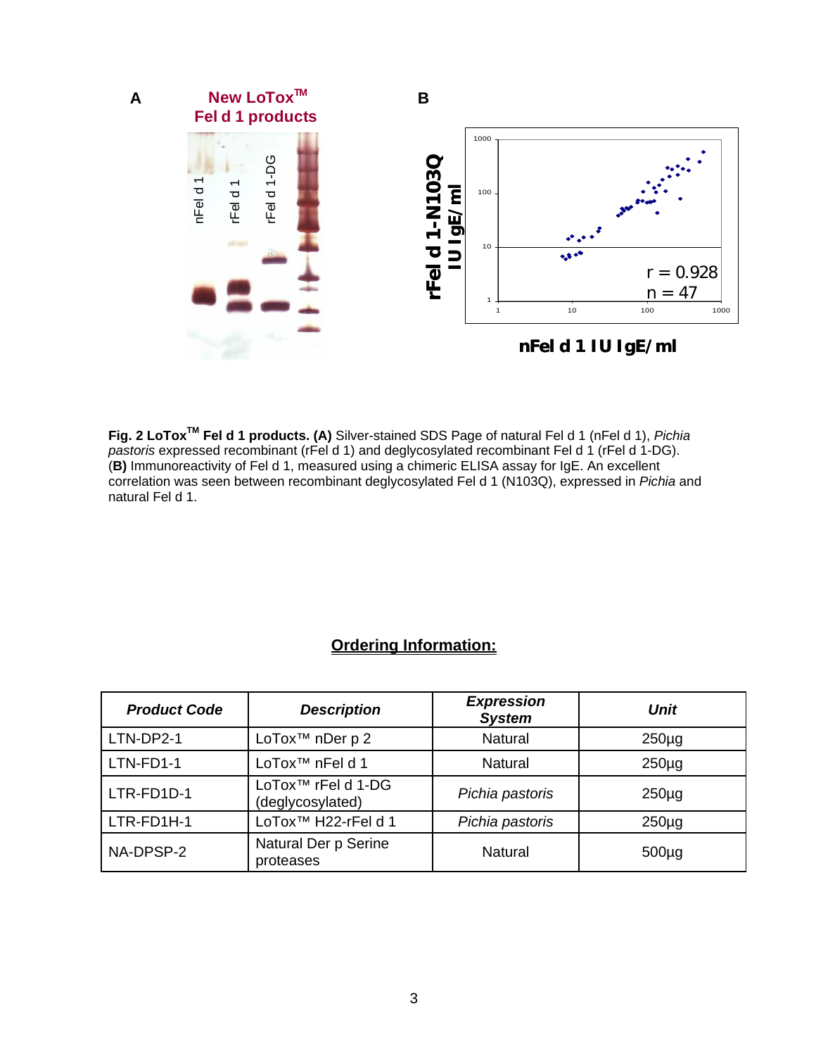A

New LoTox™
Fel d 1 products

nFel d 1

rFel d 1

rFel d 1-DG

B

rFel d 1-N103Q
IU IgE/ml

1000

100

10

1

1

10

100

1000

r = 0.928
n = 47

nFel d 1 IU IgE/ml

**Fig. 2 LoTox™ Fel d 1 products. (A)** Silver-stained SDS Page of natural Fel d 1 (nFel d 1), *Pichia pastoris* expressed recombinant (rFel d 1) and deglycosylated recombinant Fel d 1 (rFel d 1-DG). (**B)** Immunoreactivity of Fel d 1, measured using a chimeric ELISA assay for IgE. An excellent correlation was seen between recombinant deglycosylated Fel d 1 (N103Q), expressed in *Pichia* and natural Fel d 1.

## Ordering Information:

| ***Product Code*** | ***Description*** | ***Expression System*** | ***Unit*** |
|---|---|---|---|
| LTN-DP2-1 | LoTox™ nDer p 2 | Natural | 250µg |
| LTN-FD1-1 | LoTox™ nFel d 1 | Natural | 250µg |
| LTR-FD1D-1 | LoTox™ rFel d 1-DG (deglycosylated) | *Pichia pastoris* | 250µg |
| LTR-FD1H-1 | LoTox™ H22-rFel d 1 | *Pichia pastoris* | 250µg |
| NA-DPSP-2 | Natural Der p Serine proteases | Natural | 500µg |